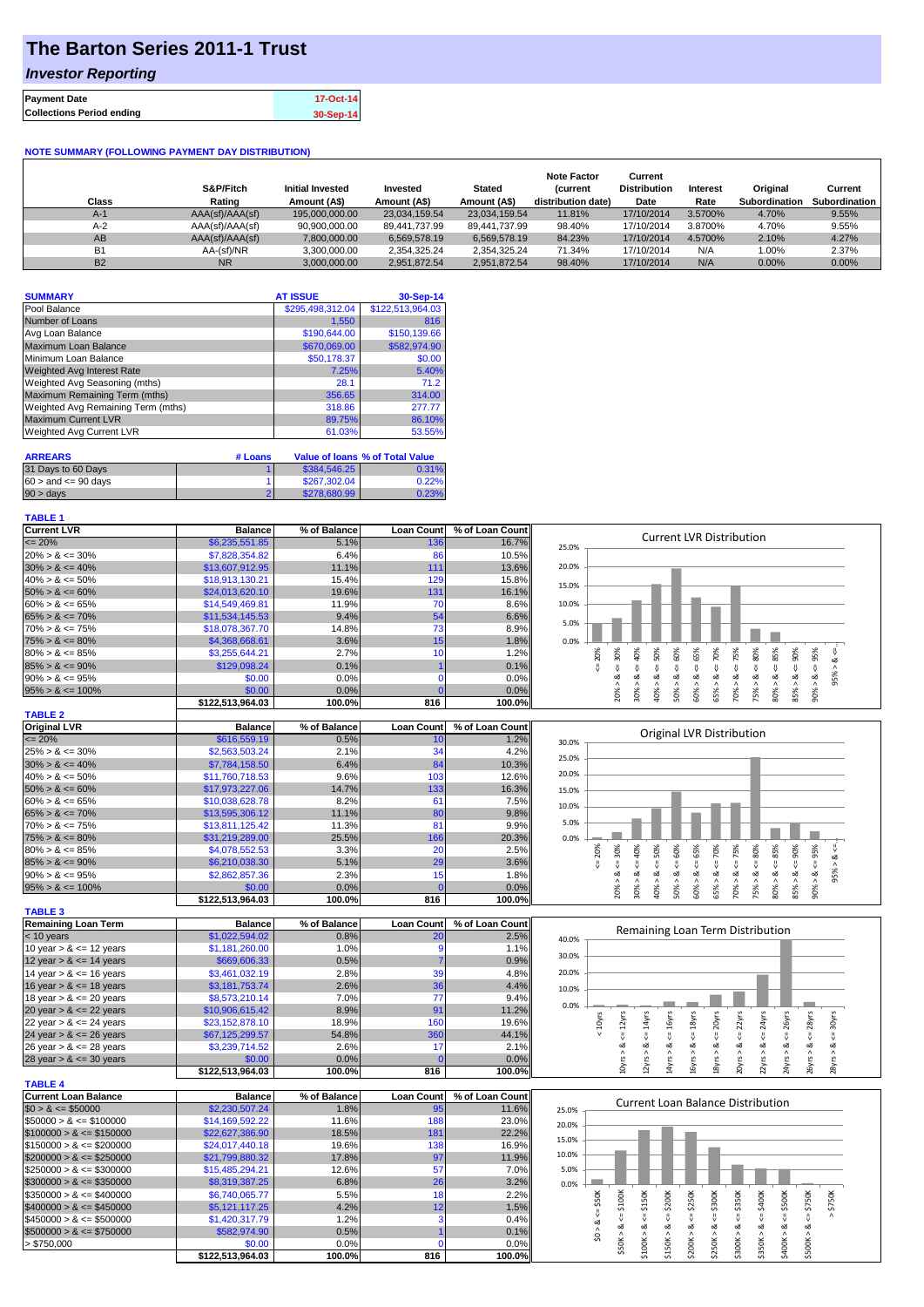# The Barton Series 2011-1 Trust

## *Investor Reporting*

| | |
|---|---|
| **Payment Date** | 17-Oct-14 |
| **Collections Period ending** | 30-Sep-14 |

**NOTE SUMMARY (FOLLOWING PAYMENT DAY DISTRIBUTION)**

| Class | S&P/Fitch Rating | Initial Invested Amount (A$) | Invested Amount (A$) | Stated Amount (A$) | Note Factor (current distribution date) | Current Distribution Date | Interest Rate | Original Subordination | Current Subordination |
|---|---|---|---|---|---|---|---|---|---|
| A-1 | AAA(sf)/AAA(sf) | 195,000,000.00 | 23,034,159.54 | 23,034,159.54 | 11.81% | 17/10/2014 | 3.5700% | 4.70% | 9.55% |
| A-2 | AAA(sf)/AAA(sf) | 90,900,000.00 | 89,441,737.99 | 89,441,737.99 | 98.40% | 17/10/2014 | 3.8700% | 4.70% | 9.55% |
| AB | AAA(sf)/AAA(sf) | 7,800,000.00 | 6,569,578.19 | 6,569,578.19 | 84.23% | 17/10/2014 | 4.5700% | 2.10% | 4.27% |
| B1 | AA-(sf)/NR | 3,300,000.00 | 2,354,325.24 | 2,354,325.24 | 71.34% | 17/10/2014 | N/A | 1.00% | 2.37% |
| B2 | NR | 3,000,000.00 | 2,951,872.54 | 2,951,872.54 | 98.40% | 17/10/2014 | N/A | 0.00% | 0.00% |

| SUMMARY | AT ISSUE | 30-Sep-14 |
|---|---|---|
| Pool Balance | $295,498,312.04 | $122,513,964.03 |
| Number of Loans | 1,550 | 816 |
| Avg Loan Balance | $190,644.00 | $150,139.66 |
| Maximum Loan Balance | $670,069.00 | $582,974.90 |
| Minimum Loan Balance | $50,178.37 | $0.00 |
| Weighted Avg Interest Rate | 7.25% | 5.40% |
| Weighted Avg Seasoning (mths) | 28.1 | 71.2 |
| Maximum Remaining Term (mths) | 356.65 | 314.00 |
| Weighted Avg Remaining Term (mths) | 318.86 | 277.77 |
| Maximum Current LVR | 89.75% | 86.10% |
| Weighted Avg Current LVR | 61.03% | 53.55% |

| ARREARS | # Loans | Value of loans | % of Total Value |
|---|---|---|---|
| 31 Days to 60 Days | 1 | $384,546.25 | 0.31% |
| 60 > and <= 90 days | 1 | $267,302.04 | 0.22% |
| 90 > days | 2 | $278,680.99 | 0.23% |

**TABLE 1**

| Current LVR | Balance | % of Balance | Loan Count | % of Loan Count |
|---|---|---|---|---|
| <= 20% | $6,235,551.85 | 5.1% | 136 | 16.7% |
| 20% > & <= 30% | $7,828,354.82 | 6.4% | 86 | 10.5% |
| 30% > & <= 40% | $13,607,912.95 | 11.1% | 111 | 13.6% |
| 40% > & <= 50% | $18,913,130.21 | 15.4% | 129 | 15.8% |
| 50% > & <= 60% | $24,013,620.10 | 19.6% | 131 | 16.1% |
| 60% > & <= 65% | $14,549,469.81 | 11.9% | 70 | 8.6% |
| 65% > & <= 70% | $11,534,145.53 | 9.4% | 54 | 6.6% |
| 70% > & <= 75% | $18,078,367.70 | 14.8% | 73 | 8.9% |
| 75% > & <= 80% | $4,368,668.61 | 3.6% | 15 | 1.8% |
| 80% > & <= 85% | $3,255,644.21 | 2.7% | 10 | 1.2% |
| 85% > & <= 90% | $129,098.24 | 0.1% | 1 | 0.1% |
| 90% > & <= 95% | $0.00 | 0.0% | 0 | 0.0% |
| 95% > & <= 100% | $0.00 | 0.0% | 0 | 0.0% |
| | $122,513,964.03 | 100.0% | 816 | 100.0% |

Current LVR Distribution

**TABLE 2**

| Original LVR | Balance | % of Balance | Loan Count | % of Loan Count |
|---|---|---|---|---|
| <= 20% | $616,559.19 | 0.5% | 10 | 1.2% |
| 25% > & <= 30% | $2,563,503.24 | 2.1% | 34 | 4.2% |
| 30% > & <= 40% | $7,784,158.50 | 6.4% | 84 | 10.3% |
| 40% > & <= 50% | $11,760,718.53 | 9.6% | 103 | 12.6% |
| 50% > & <= 60% | $17,973,227.06 | 14.7% | 133 | 16.3% |
| 60% > & <= 65% | $10,038,628.78 | 8.2% | 61 | 7.5% |
| 65% > & <= 70% | $13,595,306.12 | 11.1% | 80 | 9.8% |
| 70% > & <= 75% | $13,811,125.42 | 11.3% | 81 | 9.9% |
| 75% > & <= 80% | $31,219,289.00 | 25.5% | 166 | 20.3% |
| 80% > & <= 85% | $4,078,552.53 | 3.3% | 20 | 2.5% |
| 85% > & <= 90% | $6,210,038.30 | 5.1% | 29 | 3.6% |
| 90% > & <= 95% | $2,862,857.36 | 2.3% | 15 | 1.8% |
| 95% > & <= 100% | $0.00 | 0.0% | 0 | 0.0% |
| | $122,513,964.03 | 100.0% | 816 | 100.0% |

Original LVR Distribution

**TABLE 3**

| Remaining Loan Term | Balance | % of Balance | Loan Count | % of Loan Count |
|---|---|---|---|---|
| < 10 years | $1,022,594.02 | 0.8% | 20 | 2.5% |
| 10 year > & <= 12 years | $1,181,260.00 | 1.0% | 9 | 1.1% |
| 12 year > & <= 14 years | $669,606.33 | 0.5% | 7 | 0.9% |
| 14 year > & <= 16 years | $3,461,032.19 | 2.8% | 39 | 4.8% |
| 16 year > & <= 18 years | $3,181,753.74 | 2.6% | 36 | 4.4% |
| 18 year > & <= 20 years | $8,573,210.14 | 7.0% | 77 | 9.4% |
| 20 year > & <= 22 years | $10,906,615.42 | 8.9% | 91 | 11.2% |
| 22 year > & <= 24 years | $23,152,878.10 | 18.9% | 160 | 19.6% |
| 24 year > & <= 26 years | $67,125,299.57 | 54.8% | 360 | 44.1% |
| 26 year > & <= 28 years | $3,239,714.52 | 2.6% | 17 | 2.1% |
| 28 year > & <= 30 years | $0.00 | 0.0% | 0 | 0.0% |
| | $122,513,964.03 | 100.0% | 816 | 100.0% |

Remaining Loan Term Distribution

**TABLE 4**

| Current Loan Balance | Balance | % of Balance | Loan Count | % of Loan Count |
|---|---|---|---|---|
| $0 > & <= $50000 | $2,230,507.24 | 1.8% | 95 | 11.6% |
| $50000 > & <= $100000 | $14,169,592.22 | 11.6% | 188 | 23.0% |
| $100000 > & <= $150000 | $22,627,386.90 | 18.5% | 181 | 22.2% |
| $150000 > & <= $200000 | $24,017,440.18 | 19.6% | 138 | 16.9% |
| $200000 > & <= $250000 | $21,799,880.32 | 17.8% | 97 | 11.9% |
| $250000 > & <= $300000 | $15,485,294.21 | 12.6% | 57 | 7.0% |
| $300000 > & <= $350000 | $8,319,387.25 | 6.8% | 26 | 3.2% |
| $350000 > & <= $400000 | $6,740,065.77 | 5.5% | 18 | 2.2% |
| $400000 > & <= $450000 | $5,121,117.25 | 4.2% | 12 | 1.5% |
| $450000 > & <= $500000 | $1,420,317.79 | 1.2% | 3 | 0.4% |
| $500000 > & <= $750000 | $582,974.90 | 0.5% | 1 | 0.1% |
| > $750,000 | $0.00 | 0.0% | 0 | 0.0% |
| | $122,513,964.03 | 100.0% | 816 | 100.0% |

Current Loan Balance Distribution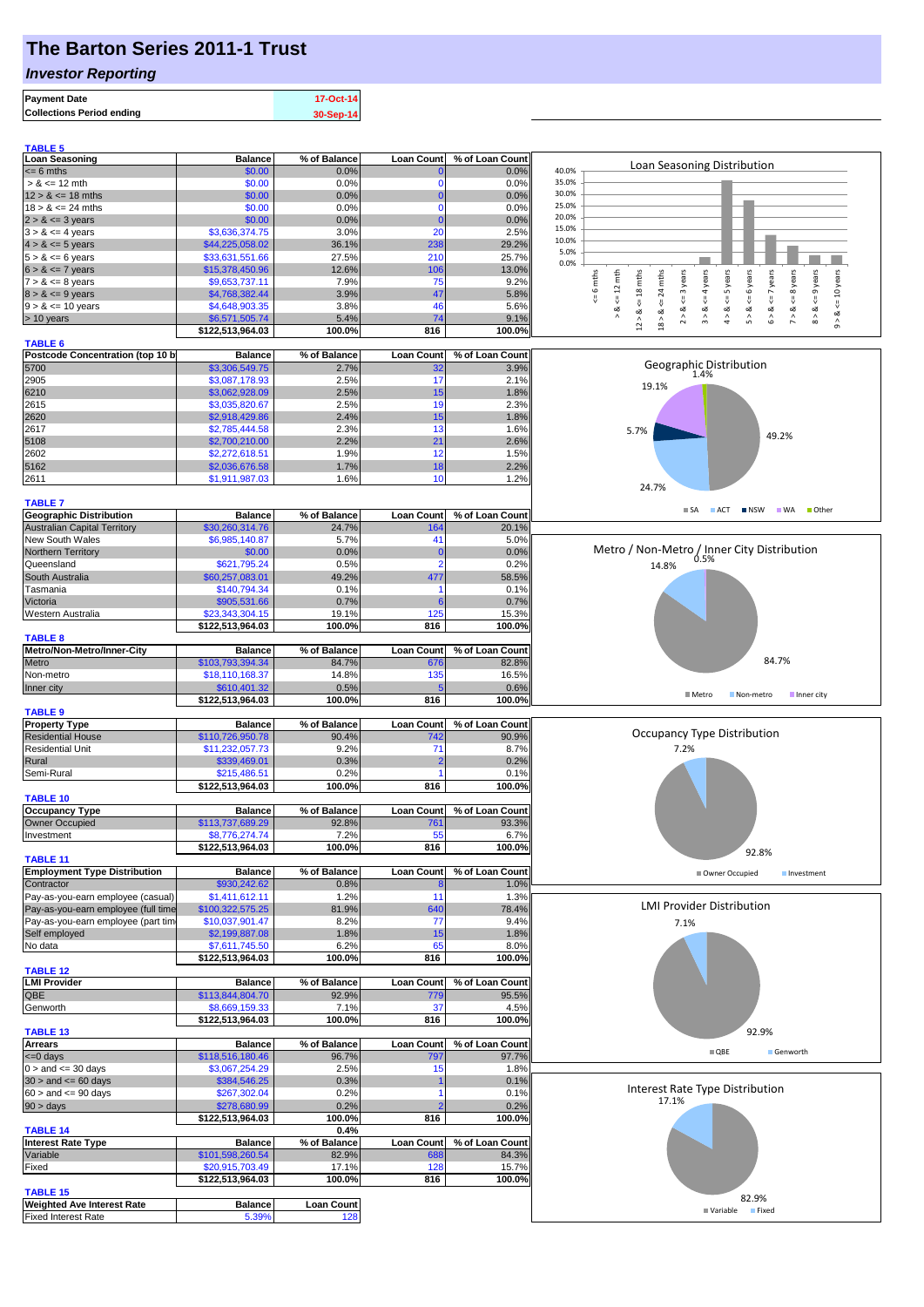# The Barton Series 2011-1 Trust

## *Investor Reporting*

| | |
|---|---|
| **Payment Date** | 17-Oct-14 |
| **Collections Period ending** | 30-Sep-14 |

**TABLE 5**

| Loan Seasoning | Balance | % of Balance | Loan Count | % of Loan Count |
|---|---|---|---|---|
| <= 6 mths | $0.00 | 0.0% | 0 | 0.0% |
| > & <= 12 mth | $0.00 | 0.0% | 0 | 0.0% |
| 12 > & <= 18 mths | $0.00 | 0.0% | 0 | 0.0% |
| 18 > & <= 24 mths | $0.00 | 0.0% | 0 | 0.0% |
| 2 > & <= 3 years | $0.00 | 0.0% | 0 | 0.0% |
| 3 > & <= 4 years | $3,636,374.75 | 3.0% | 20 | 2.5% |
| 4 > & <= 5 years | $44,225,058.02 | 36.1% | 238 | 29.2% |
| 5 > & <= 6 years | $33,631,551.66 | 27.5% | 210 | 25.7% |
| 6 > & <= 7 years | $15,378,450.96 | 12.6% | 106 | 13.0% |
| 7 > & <= 8 years | $9,653,737.11 | 7.9% | 75 | 9.2% |
| 8 > & <= 9 years | $4,768,382.44 | 3.9% | 47 | 5.8% |
| 9 > & <= 10 years | $4,648,903.35 | 3.8% | 46 | 5.6% |
| > 10 years | $6,571,505.74 | 5.4% | 74 | 9.1% |
| | $122,513,964.03 | 100.0% | 816 | 100.0% |

Loan Seasoning Distribution

40.0%
35.0%
30.0%
25.0%
20.0%
15.0%
10.0%
5.0%
0.0%

<= 6 mths
> & <= 12 mth
12 > & <= 18 mths
18 > & <= 24 mths
2 > & <= 3 years
3 > & <= 4 years
4 > & <= 5 years
5 > & <= 6 years
6 > & <= 7 years
7 > & <= 8 years
8 > & <= 9 years
9 > & <= 10 years

**TABLE 6**

| Postcode Concentration (top 10 by value) | Balance | % of Balance | Loan Count | % of Loan Count |
|---|---|---|---|---|
| 5700 | $3,306,549.75 | 2.7% | 32 | 3.9% |
| 2905 | $3,087,178.93 | 2.5% | 17 | 2.1% |
| 6210 | $3,062,928.09 | 2.5% | 15 | 1.8% |
| 2615 | $3,035,820.67 | 2.5% | 19 | 2.3% |
| 2620 | $2,918,429.86 | 2.4% | 15 | 1.8% |
| 2617 | $2,785,444.58 | 2.3% | 13 | 1.6% |
| 5108 | $2,700,210.00 | 2.2% | 21 | 2.6% |
| 2602 | $2,272,618.51 | 1.9% | 12 | 1.5% |
| 5162 | $2,036,676.58 | 1.7% | 18 | 2.2% |
| 2611 | $1,911,987.03 | 1.6% | 10 | 1.2% |

Geographic Distribution

1.4%
19.1%
5.7%
49.2%
24.7%

SA ACT NSW WA Other

**TABLE 7**

| Geographic Distribution | Balance | % of Balance | Loan Count | % of Loan Count |
|---|---|---|---|---|
| Australian Capital Territory | $30,260,314.76 | 24.7% | 164 | 20.1% |
| New South Wales | $6,985,140.87 | 5.7% | 41 | 5.0% |
| Northern Territory | $0.00 | 0.0% | 0 | 0.0% |
| Queensland | $621,795.24 | 0.5% | 2 | 0.2% |
| South Australia | $60,257,083.01 | 49.2% | 477 | 58.5% |
| Tasmania | $140,794.34 | 0.1% | 1 | 0.1% |
| Victoria | $905,531.66 | 0.7% | 6 | 0.7% |
| Western Australia | $23,343,304.15 | 19.1% | 125 | 15.3% |
| | $122,513,964.03 | 100.0% | 816 | 100.0% |

Metro / Non-Metro / Inner City Distribution

0.5%
14.8%
84.7%

Metro Non-metro Inner city

**TABLE 8**

| Metro/Non-Metro/Inner-City | Balance | % of Balance | Loan Count | % of Loan Count |
|---|---|---|---|---|
| Metro | $103,793,394.34 | 84.7% | 676 | 82.8% |
| Non-metro | $18,110,168.37 | 14.8% | 135 | 16.5% |
| Inner city | $610,401.32 | 0.5% | 5 | 0.6% |
| | $122,513,964.03 | 100.0% | 816 | 100.0% |

**TABLE 9**

| Property Type | Balance | % of Balance | Loan Count | % of Loan Count |
|---|---|---|---|---|
| Residential House | $110,726,950.78 | 90.4% | 742 | 90.9% |
| Residential Unit | $11,232,057.73 | 9.2% | 71 | 8.7% |
| Rural | $339,469.01 | 0.3% | 2 | 0.2% |
| Semi-Rural | $215,486.51 | 0.2% | 1 | 0.1% |
| | $122,513,964.03 | 100.0% | 816 | 100.0% |

Occupancy Type Distribution

7.2%
92.8%

Owner Occupied Investment

**TABLE 10**

| Occupancy Type | Balance | % of Balance | Loan Count | % of Loan Count |
|---|---|---|---|---|
| Owner Occupied | $113,737,689.29 | 92.8% | 761 | 93.3% |
| Investment | $8,776,274.74 | 7.2% | 55 | 6.7% |
| | $122,513,964.03 | 100.0% | 816 | 100.0% |

**TABLE 11**

| Employment Type Distribution | Balance | % of Balance | Loan Count | % of Loan Count |
|---|---|---|---|---|
| Contractor | $930,242.62 | 0.8% | 8 | 1.0% |
| Pay-as-you-earn employee (casual) | $1,411,612.11 | 1.2% | 11 | 1.3% |
| Pay-as-you-earn employee (full time) | $100,322,575.25 | 81.9% | 640 | 78.4% |
| Pay-as-you-earn employee (part time) | $10,037,901.47 | 8.2% | 77 | 9.4% |
| Self employed | $2,199,887.08 | 1.8% | 15 | 1.8% |
| No data | $7,611,745.50 | 6.2% | 65 | 8.0% |
| | $122,513,964.03 | 100.0% | 816 | 100.0% |

LMI Provider Distribution

7.1%
92.9%

QBE Genworth

**TABLE 12**

| LMI Provider | Balance | % of Balance | Loan Count | % of Loan Count |
|---|---|---|---|---|
| QBE | $113,844,804.70 | 92.9% | 779 | 95.5% |
| Genworth | $8,669,159.33 | 7.1% | 37 | 4.5% |
| | $122,513,964.03 | 100.0% | 816 | 100.0% |

**TABLE 13**

| Arrears | Balance | % of Balance | Loan Count | % of Loan Count |
|---|---|---|---|---|
| <=0 days | $118,516,180.46 | 96.7% | 797 | 97.7% |
| 0 > and <= 30 days | $3,067,254.29 | 2.5% | 15 | 1.8% |
| 30 > and <= 60 days | $384,546.25 | 0.3% | 1 | 0.1% |
| 60 > and <= 90 days | $267,302.04 | 0.2% | 1 | 0.1% |
| 90 > days | $278,680.99 | 0.2% | 2 | 0.2% |
| | $122,513,964.03 | 100.0% | 816 | 100.0% |
| | | 0.4% | | |

Interest Rate Type Distribution

17.1%
82.9%

Variable Fixed

**TABLE 14**

| Interest Rate Type | Balance | % of Balance | Loan Count | % of Loan Count |
|---|---|---|---|---|
| Variable | $101,598,260.54 | 82.9% | 688 | 84.3% |
| Fixed | $20,915,703.49 | 17.1% | 128 | 15.7% |
| | $122,513,964.03 | 100.0% | 816 | 100.0% |

**TABLE 15**

| Weighted Ave Interest Rate | Balance | Loan Count |
|---|---|---|
| Fixed Interest Rate | 5.39% | 128 |